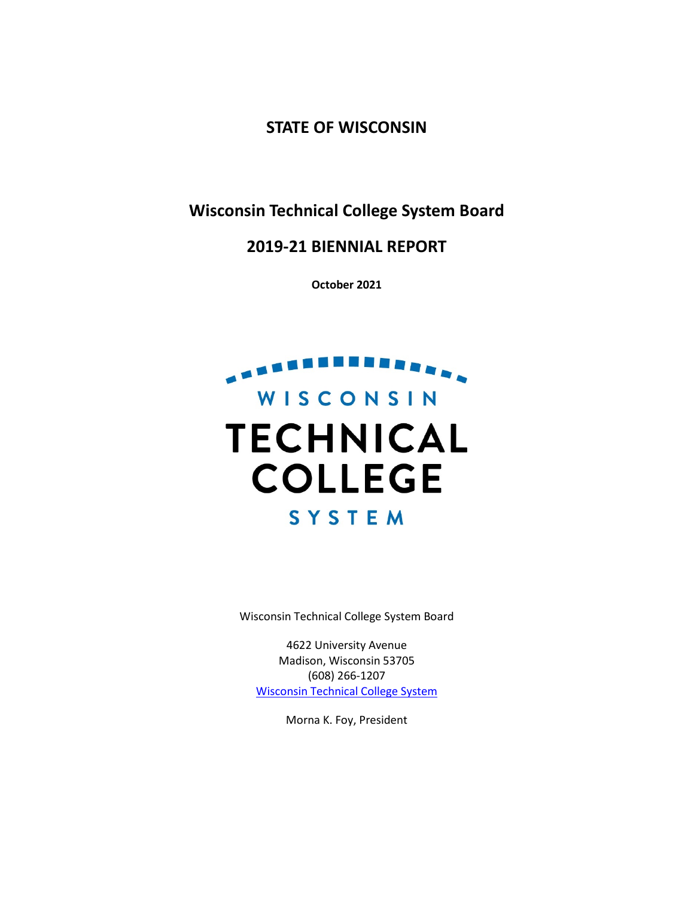# STATE OF WISCONSIN

## Wisconsin Technical College System Board

## 2019-21 BIENNIAL REPORT

**October 2021**

WISCONSIN TECHNICAL COLLEGE SYSTEM

Wisconsin Technical College System Board

4622 University Avenue
Madison, Wisconsin 53705
(608) 266-1207
Wisconsin Technical College System

Morna K. Foy, President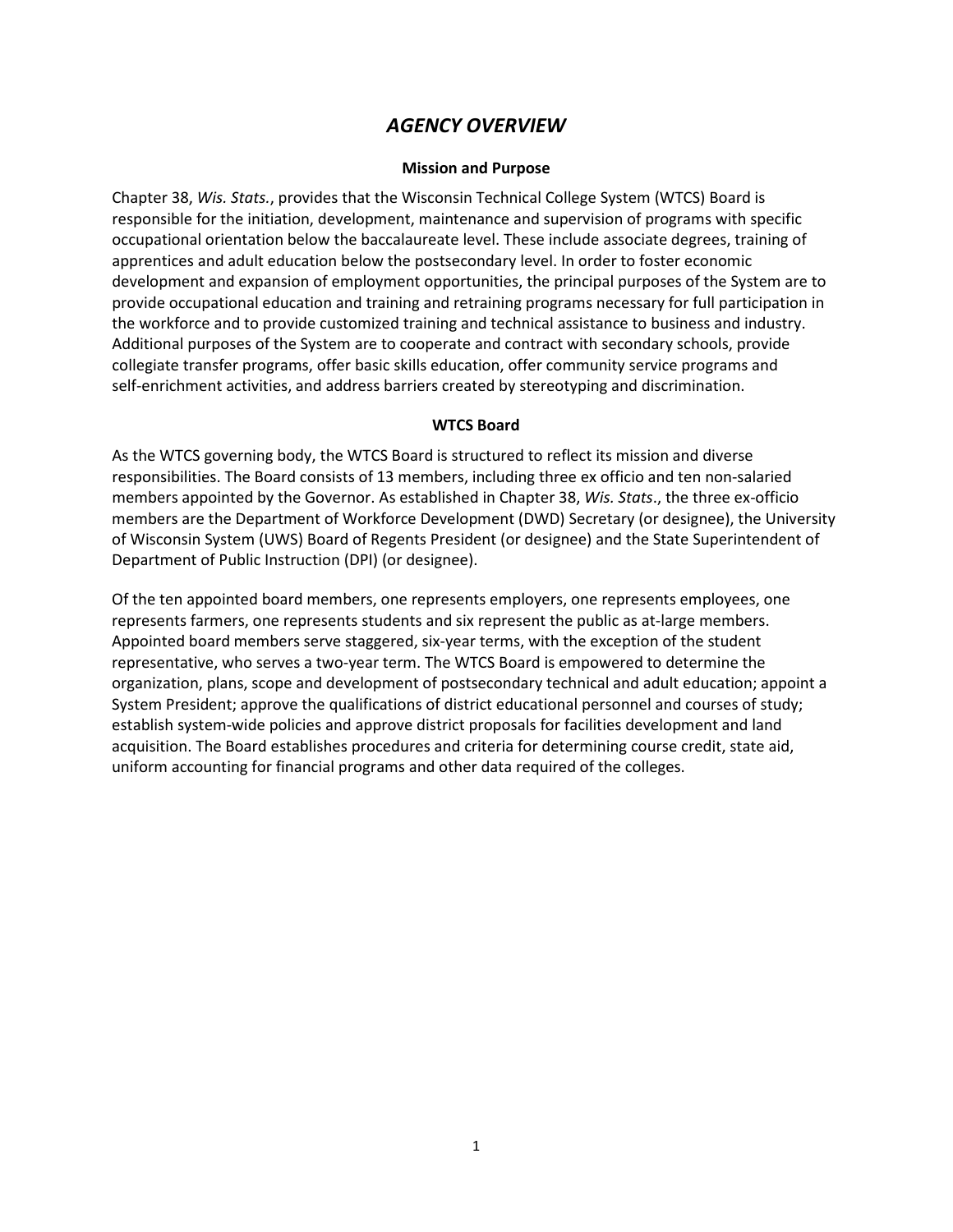# *AGENCY OVERVIEW*

### Mission and Purpose

Chapter 38, *Wis. Stats.*, provides that the Wisconsin Technical College System (WTCS) Board is responsible for the initiation, development, maintenance and supervision of programs with specific occupational orientation below the baccalaureate level. These include associate degrees, training of apprentices and adult education below the postsecondary level. In order to foster economic development and expansion of employment opportunities, the principal purposes of the System are to provide occupational education and training and retraining programs necessary for full participation in the workforce and to provide customized training and technical assistance to business and industry. Additional purposes of the System are to cooperate and contract with secondary schools, provide collegiate transfer programs, offer basic skills education, offer community service programs and self-enrichment activities, and address barriers created by stereotyping and discrimination.

### WTCS Board

As the WTCS governing body, the WTCS Board is structured to reflect its mission and diverse responsibilities. The Board consists of 13 members, including three ex officio and ten non-salaried members appointed by the Governor. As established in Chapter 38, *Wis. Stats*., the three ex-officio members are the Department of Workforce Development (DWD) Secretary (or designee), the University of Wisconsin System (UWS) Board of Regents President (or designee) and the State Superintendent of Department of Public Instruction (DPI) (or designee).

Of the ten appointed board members, one represents employers, one represents employees, one represents farmers, one represents students and six represent the public as at-large members. Appointed board members serve staggered, six-year terms, with the exception of the student representative, who serves a two-year term. The WTCS Board is empowered to determine the organization, plans, scope and development of postsecondary technical and adult education; appoint a System President; approve the qualifications of district educational personnel and courses of study; establish system-wide policies and approve district proposals for facilities development and land acquisition. The Board establishes procedures and criteria for determining course credit, state aid, uniform accounting for financial programs and other data required of the colleges.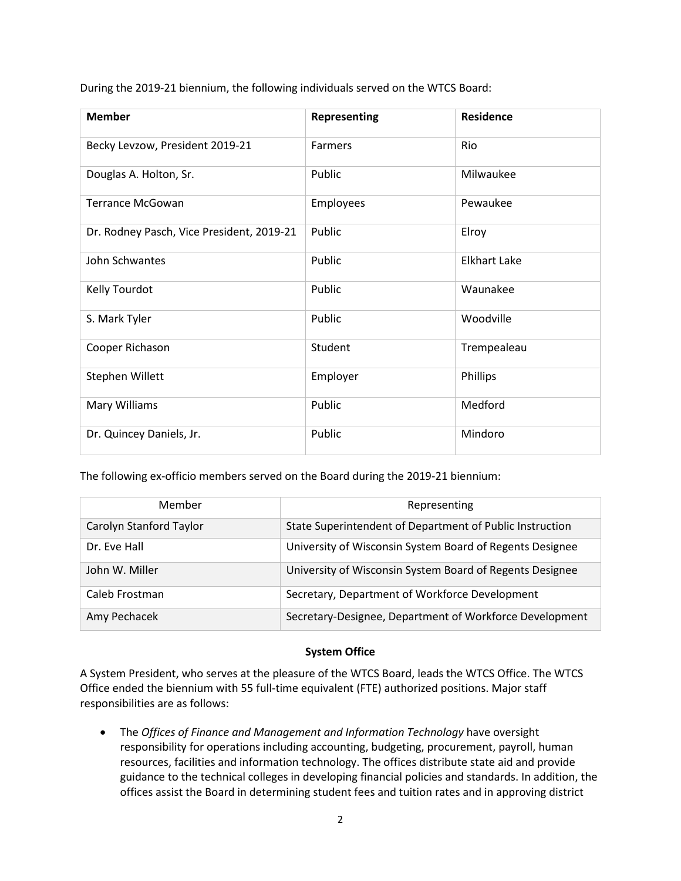During the 2019-21 biennium, the following individuals served on the WTCS Board:

| Member | Representing | Residence |
|---|---|---|
| Becky Levzow, President 2019-21 | Farmers | Rio |
| Douglas A. Holton, Sr. | Public | Milwaukee |
| Terrance McGowan | Employees | Pewaukee |
| Dr. Rodney Pasch, Vice President, 2019-21 | Public | Elroy |
| John Schwantes | Public | Elkhart Lake |
| Kelly Tourdot | Public | Waunakee |
| S. Mark Tyler | Public | Woodville |
| Cooper Richason | Student | Trempealeau |
| Stephen Willett | Employer | Phillips |
| Mary Williams | Public | Medford |
| Dr. Quincey Daniels, Jr. | Public | Mindoro |

The following ex-officio members served on the Board during the 2019-21 biennium:

| Member | Representing |
|---|---|
| Carolyn Stanford Taylor | State Superintendent of Department of Public Instruction |
| Dr. Eve Hall | University of Wisconsin System Board of Regents Designee |
| John W. Miller | University of Wisconsin System Board of Regents Designee |
| Caleb Frostman | Secretary, Department of Workforce Development |
| Amy Pechacek | Secretary-Designee, Department of Workforce Development |

**System Office**

A System President, who serves at the pleasure of the WTCS Board, leads the WTCS Office. The WTCS Office ended the biennium with 55 full-time equivalent (FTE) authorized positions. Major staff responsibilities are as follows:

- The *Offices of Finance and Management and Information Technology* have oversight responsibility for operations including accounting, budgeting, procurement, payroll, human resources, facilities and information technology. The offices distribute state aid and provide guidance to the technical colleges in developing financial policies and standards. In addition, the offices assist the Board in determining student fees and tuition rates and in approving district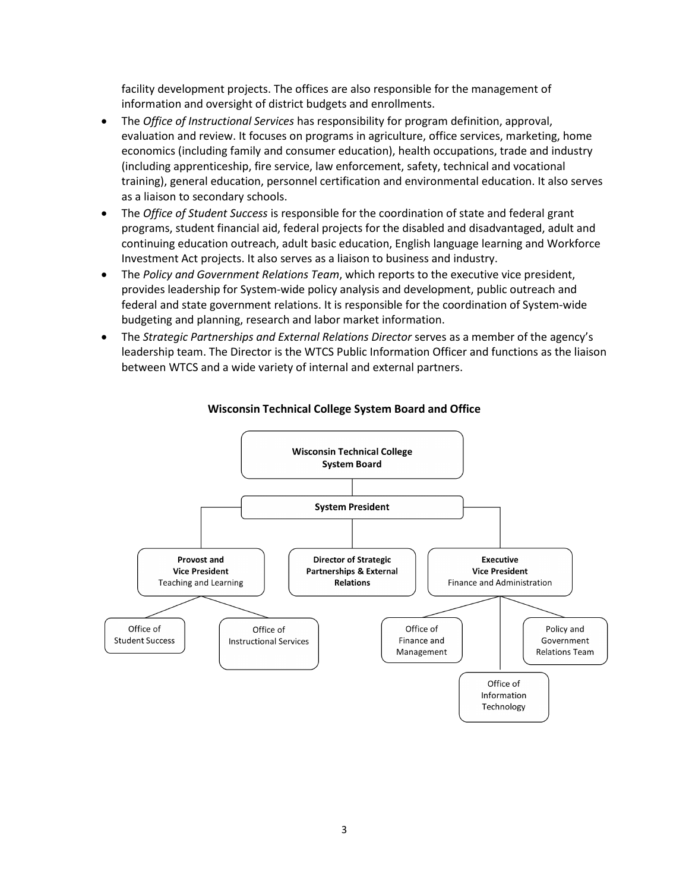facility development projects. The offices are also responsible for the management of information and oversight of district budgets and enrollments.

- The *Office of Instructional Services* has responsibility for program definition, approval, evaluation and review. It focuses on programs in agriculture, office services, marketing, home economics (including family and consumer education), health occupations, trade and industry (including apprenticeship, fire service, law enforcement, safety, technical and vocational training), general education, personnel certification and environmental education. It also serves as a liaison to secondary schools.
- The *Office of Student Success* is responsible for the coordination of state and federal grant programs, student financial aid, federal projects for the disabled and disadvantaged, adult and continuing education outreach, adult basic education, English language learning and Workforce Investment Act projects. It also serves as a liaison to business and industry.
- The *Policy and Government Relations Team*, which reports to the executive vice president, provides leadership for System-wide policy analysis and development, public outreach and federal and state government relations. It is responsible for the coordination of System-wide budgeting and planning, research and labor market information.
- The *Strategic Partnerships and External Relations Director* serves as a member of the agency's leadership team. The Director is the WTCS Public Information Officer and functions as the liaison between WTCS and a wide variety of internal and external partners.

**Wisconsin Technical College System Board and Office**

- **Wisconsin Technical College System Board**
  - **System President**
    - **Provost and Vice President** Teaching and Learning
      - Office of Student Success
      - Office of Instructional Services
    - **Director of Strategic Partnerships & External Relations**
    - **Executive Vice President** Finance and Administration
      - Office of Finance and Management
      - Office of Information Technology
      - Policy and Government Relations Team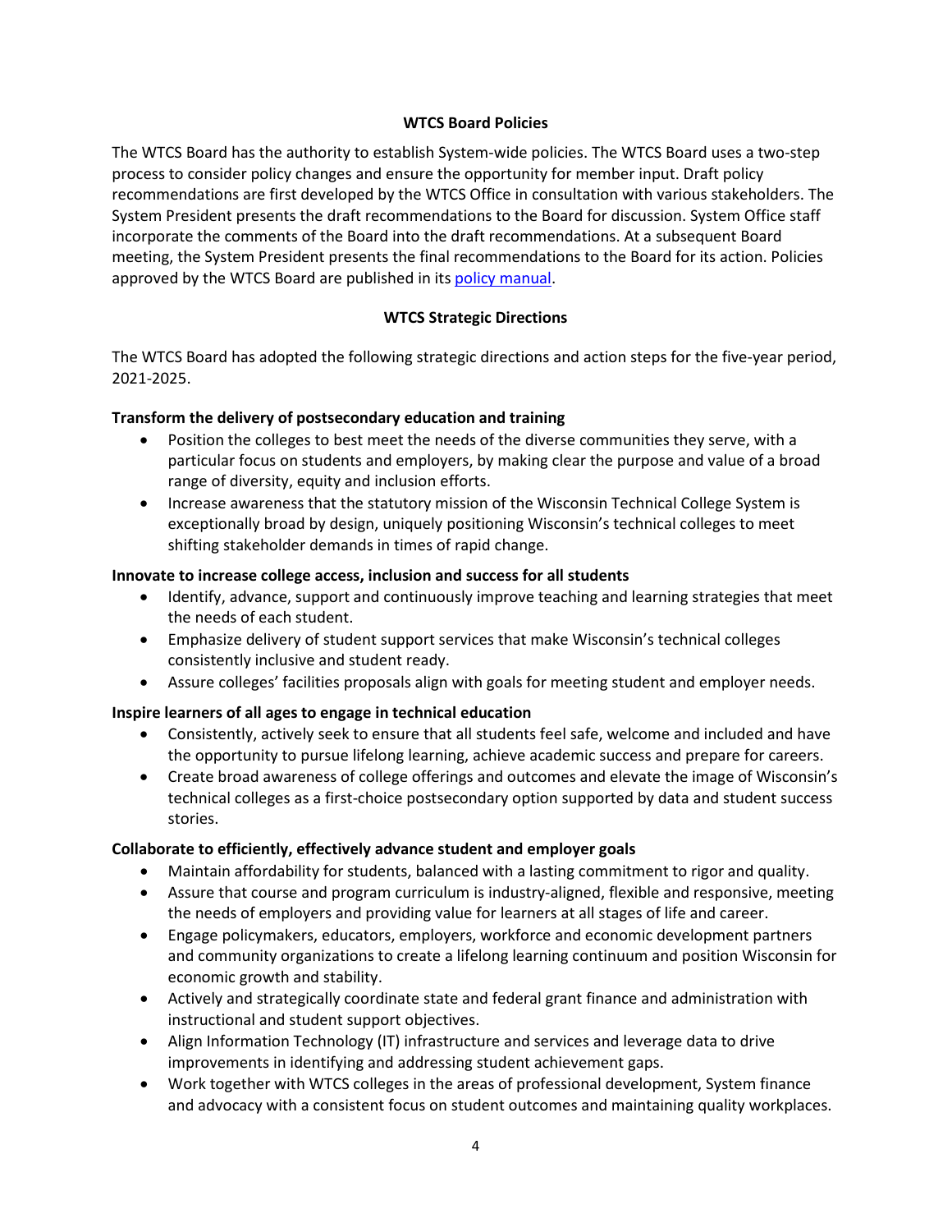## WTCS Board Policies

The WTCS Board has the authority to establish System-wide policies. The WTCS Board uses a two-step process to consider policy changes and ensure the opportunity for member input. Draft policy recommendations are first developed by the WTCS Office in consultation with various stakeholders. The System President presents the draft recommendations to the Board for discussion. System Office staff incorporate the comments of the Board into the draft recommendations. At a subsequent Board meeting, the System President presents the final recommendations to the Board for its action. Policies approved by the WTCS Board are published in its policy manual.

## WTCS Strategic Directions

The WTCS Board has adopted the following strategic directions and action steps for the five-year period, 2021-2025.

**Transform the delivery of postsecondary education and training**

- Position the colleges to best meet the needs of the diverse communities they serve, with a particular focus on students and employers, by making clear the purpose and value of a broad range of diversity, equity and inclusion efforts.
- Increase awareness that the statutory mission of the Wisconsin Technical College System is exceptionally broad by design, uniquely positioning Wisconsin's technical colleges to meet shifting stakeholder demands in times of rapid change.

**Innovate to increase college access, inclusion and success for all students**

- Identify, advance, support and continuously improve teaching and learning strategies that meet the needs of each student.
- Emphasize delivery of student support services that make Wisconsin's technical colleges consistently inclusive and student ready.
- Assure colleges' facilities proposals align with goals for meeting student and employer needs.

**Inspire learners of all ages to engage in technical education**

- Consistently, actively seek to ensure that all students feel safe, welcome and included and have the opportunity to pursue lifelong learning, achieve academic success and prepare for careers.
- Create broad awareness of college offerings and outcomes and elevate the image of Wisconsin's technical colleges as a first-choice postsecondary option supported by data and student success stories.

**Collaborate to efficiently, effectively advance student and employer goals**

- Maintain affordability for students, balanced with a lasting commitment to rigor and quality.
- Assure that course and program curriculum is industry-aligned, flexible and responsive, meeting the needs of employers and providing value for learners at all stages of life and career.
- Engage policymakers, educators, employers, workforce and economic development partners and community organizations to create a lifelong learning continuum and position Wisconsin for economic growth and stability.
- Actively and strategically coordinate state and federal grant finance and administration with instructional and student support objectives.
- Align Information Technology (IT) infrastructure and services and leverage data to drive improvements in identifying and addressing student achievement gaps.
- Work together with WTCS colleges in the areas of professional development, System finance and advocacy with a consistent focus on student outcomes and maintaining quality workplaces.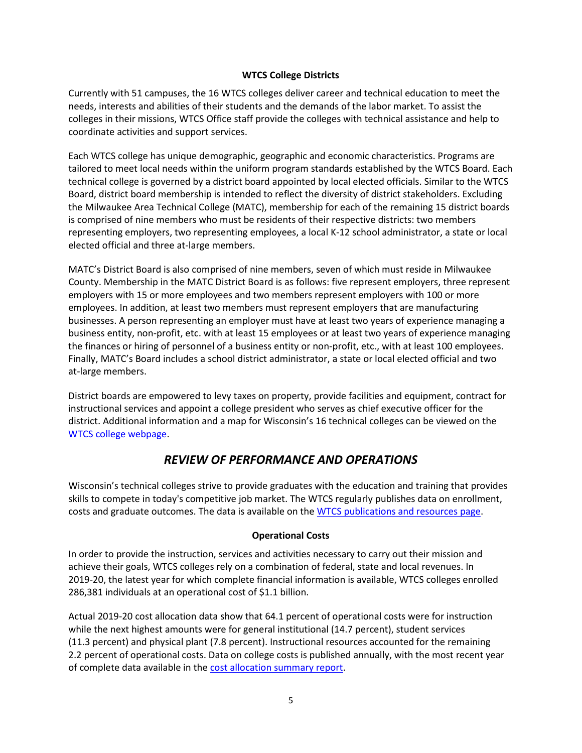### WTCS College Districts

Currently with 51 campuses, the 16 WTCS colleges deliver career and technical education to meet the needs, interests and abilities of their students and the demands of the labor market. To assist the colleges in their missions, WTCS Office staff provide the colleges with technical assistance and help to coordinate activities and support services.

Each WTCS college has unique demographic, geographic and economic characteristics. Programs are tailored to meet local needs within the uniform program standards established by the WTCS Board. Each technical college is governed by a district board appointed by local elected officials. Similar to the WTCS Board, district board membership is intended to reflect the diversity of district stakeholders. Excluding the Milwaukee Area Technical College (MATC), membership for each of the remaining 15 district boards is comprised of nine members who must be residents of their respective districts: two members representing employers, two representing employees, a local K-12 school administrator, a state or local elected official and three at-large members.

MATC's District Board is also comprised of nine members, seven of which must reside in Milwaukee County. Membership in the MATC District Board is as follows: five represent employers, three represent employers with 15 or more employees and two members represent employers with 100 or more employees. In addition, at least two members must represent employers that are manufacturing businesses. A person representing an employer must have at least two years of experience managing a business entity, non-profit, etc. with at least 15 employees or at least two years of experience managing the finances or hiring of personnel of a business entity or non-profit, etc., with at least 100 employees. Finally, MATC's Board includes a school district administrator, a state or local elected official and two at-large members.

District boards are empowered to levy taxes on property, provide facilities and equipment, contract for instructional services and appoint a college president who serves as chief executive officer for the district. Additional information and a map for Wisconsin's 16 technical colleges can be viewed on the [WTCS college webpage](#).

## *REVIEW OF PERFORMANCE AND OPERATIONS*

Wisconsin's technical colleges strive to provide graduates with the education and training that provides skills to compete in today's competitive job market. The WTCS regularly publishes data on enrollment, costs and graduate outcomes. The data is available on the [WTCS publications and resources page](#).

### Operational Costs

In order to provide the instruction, services and activities necessary to carry out their mission and achieve their goals, WTCS colleges rely on a combination of federal, state and local revenues. In 2019-20, the latest year for which complete financial information is available, WTCS colleges enrolled 286,381 individuals at an operational cost of $1.1 billion.

Actual 2019-20 cost allocation data show that 64.1 percent of operational costs were for instruction while the next highest amounts were for general institutional (14.7 percent), student services (11.3 percent) and physical plant (7.8 percent). Instructional resources accounted for the remaining 2.2 percent of operational costs. Data on college costs is published annually, with the most recent year of complete data available in the [cost allocation summary report](#).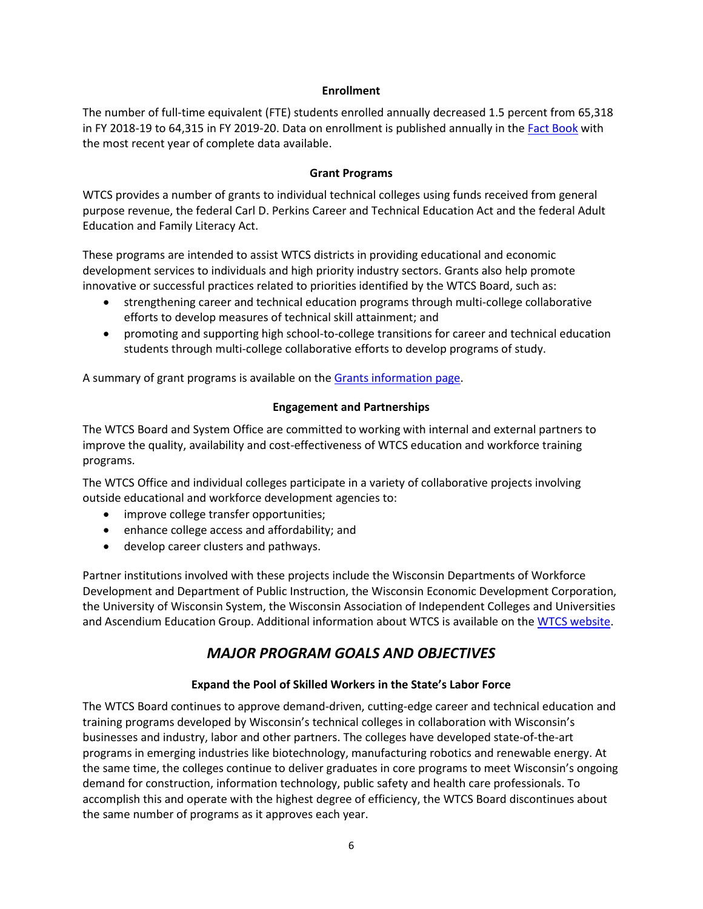### Enrollment

The number of full-time equivalent (FTE) students enrolled annually decreased 1.5 percent from 65,318 in FY 2018-19 to 64,315 in FY 2019-20. Data on enrollment is published annually in the [Fact Book]() with the most recent year of complete data available.

### Grant Programs

WTCS provides a number of grants to individual technical colleges using funds received from general purpose revenue, the federal Carl D. Perkins Career and Technical Education Act and the federal Adult Education and Family Literacy Act.

These programs are intended to assist WTCS districts in providing educational and economic development services to individuals and high priority industry sectors. Grants also help promote innovative or successful practices related to priorities identified by the WTCS Board, such as:

- strengthening career and technical education programs through multi-college collaborative efforts to develop measures of technical skill attainment; and
- promoting and supporting high school-to-college transitions for career and technical education students through multi-college collaborative efforts to develop programs of study.

A summary of grant programs is available on the [Grants information page]().

### Engagement and Partnerships

The WTCS Board and System Office are committed to working with internal and external partners to improve the quality, availability and cost-effectiveness of WTCS education and workforce training programs.

The WTCS Office and individual colleges participate in a variety of collaborative projects involving outside educational and workforce development agencies to:

- improve college transfer opportunities;
- enhance college access and affordability; and
- develop career clusters and pathways.

Partner institutions involved with these projects include the Wisconsin Departments of Workforce Development and Department of Public Instruction, the Wisconsin Economic Development Corporation, the University of Wisconsin System, the Wisconsin Association of Independent Colleges and Universities and Ascendium Education Group. Additional information about WTCS is available on the [WTCS website]().

## *MAJOR PROGRAM GOALS AND OBJECTIVES*

### Expand the Pool of Skilled Workers in the State's Labor Force

The WTCS Board continues to approve demand-driven, cutting-edge career and technical education and training programs developed by Wisconsin's technical colleges in collaboration with Wisconsin's businesses and industry, labor and other partners. The colleges have developed state-of-the-art programs in emerging industries like biotechnology, manufacturing robotics and renewable energy. At the same time, the colleges continue to deliver graduates in core programs to meet Wisconsin's ongoing demand for construction, information technology, public safety and health care professionals. To accomplish this and operate with the highest degree of efficiency, the WTCS Board discontinues about the same number of programs as it approves each year.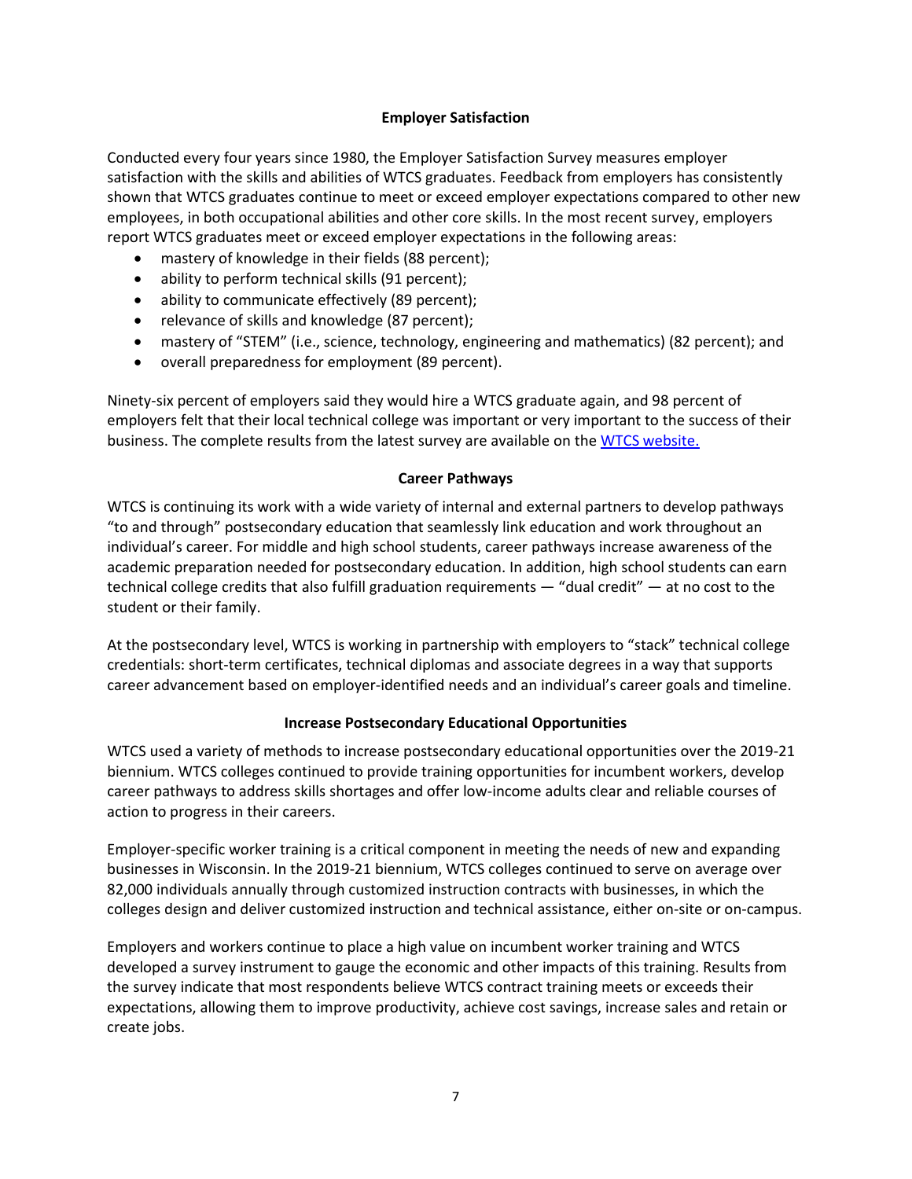## Employer Satisfaction

Conducted every four years since 1980, the Employer Satisfaction Survey measures employer satisfaction with the skills and abilities of WTCS graduates. Feedback from employers has consistently shown that WTCS graduates continue to meet or exceed employer expectations compared to other new employees, in both occupational abilities and other core skills. In the most recent survey, employers report WTCS graduates meet or exceed employer expectations in the following areas:

- mastery of knowledge in their fields (88 percent);
- ability to perform technical skills (91 percent);
- ability to communicate effectively (89 percent);
- relevance of skills and knowledge (87 percent);
- mastery of "STEM" (i.e., science, technology, engineering and mathematics) (82 percent); and
- overall preparedness for employment (89 percent).

Ninety-six percent of employers said they would hire a WTCS graduate again, and 98 percent of employers felt that their local technical college was important or very important to the success of their business. The complete results from the latest survey are available on the WTCS website.

## Career Pathways

WTCS is continuing its work with a wide variety of internal and external partners to develop pathways "to and through" postsecondary education that seamlessly link education and work throughout an individual's career. For middle and high school students, career pathways increase awareness of the academic preparation needed for postsecondary education. In addition, high school students can earn technical college credits that also fulfill graduation requirements — "dual credit" — at no cost to the student or their family.

At the postsecondary level, WTCS is working in partnership with employers to "stack" technical college credentials: short-term certificates, technical diplomas and associate degrees in a way that supports career advancement based on employer-identified needs and an individual's career goals and timeline.

## Increase Postsecondary Educational Opportunities

WTCS used a variety of methods to increase postsecondary educational opportunities over the 2019-21 biennium. WTCS colleges continued to provide training opportunities for incumbent workers, develop career pathways to address skills shortages and offer low-income adults clear and reliable courses of action to progress in their careers.

Employer-specific worker training is a critical component in meeting the needs of new and expanding businesses in Wisconsin. In the 2019-21 biennium, WTCS colleges continued to serve on average over 82,000 individuals annually through customized instruction contracts with businesses, in which the colleges design and deliver customized instruction and technical assistance, either on-site or on-campus.

Employers and workers continue to place a high value on incumbent worker training and WTCS developed a survey instrument to gauge the economic and other impacts of this training. Results from the survey indicate that most respondents believe WTCS contract training meets or exceeds their expectations, allowing them to improve productivity, achieve cost savings, increase sales and retain or create jobs.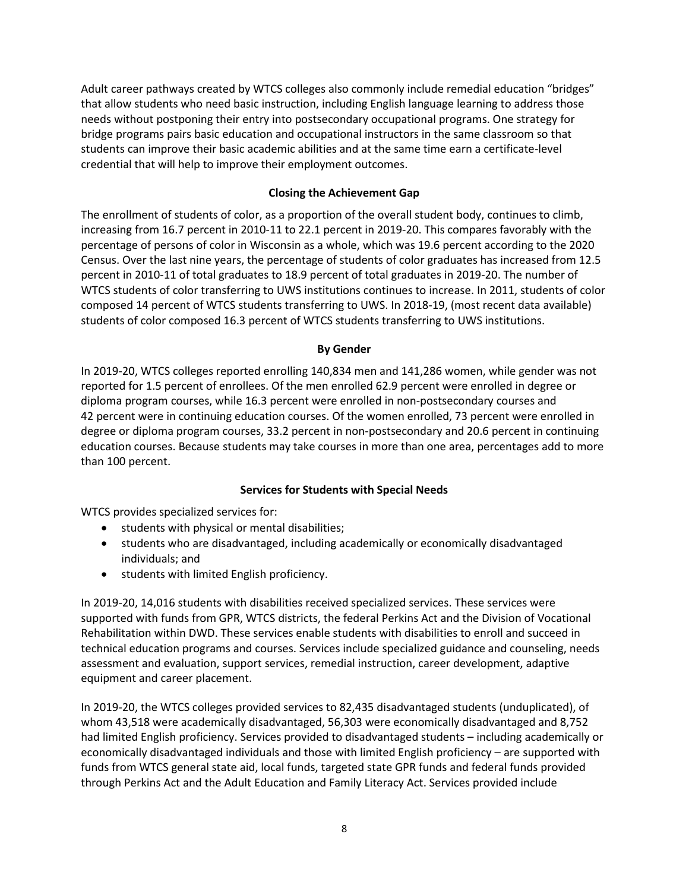Adult career pathways created by WTCS colleges also commonly include remedial education "bridges" that allow students who need basic instruction, including English language learning to address those needs without postponing their entry into postsecondary occupational programs. One strategy for bridge programs pairs basic education and occupational instructors in the same classroom so that students can improve their basic academic abilities and at the same time earn a certificate-level credential that will help to improve their employment outcomes.

### Closing the Achievement Gap

The enrollment of students of color, as a proportion of the overall student body, continues to climb, increasing from 16.7 percent in 2010-11 to 22.1 percent in 2019-20. This compares favorably with the percentage of persons of color in Wisconsin as a whole, which was 19.6 percent according to the 2020 Census. Over the last nine years, the percentage of students of color graduates has increased from 12.5 percent in 2010-11 of total graduates to 18.9 percent of total graduates in 2019-20. The number of WTCS students of color transferring to UWS institutions continues to increase. In 2011, students of color composed 14 percent of WTCS students transferring to UWS. In 2018-19, (most recent data available) students of color composed 16.3 percent of WTCS students transferring to UWS institutions.

### By Gender

In 2019-20, WTCS colleges reported enrolling 140,834 men and 141,286 women, while gender was not reported for 1.5 percent of enrollees. Of the men enrolled 62.9 percent were enrolled in degree or diploma program courses, while 16.3 percent were enrolled in non-postsecondary courses and 42 percent were in continuing education courses. Of the women enrolled, 73 percent were enrolled in degree or diploma program courses, 33.2 percent in non-postsecondary and 20.6 percent in continuing education courses. Because students may take courses in more than one area, percentages add to more than 100 percent.

### Services for Students with Special Needs

WTCS provides specialized services for:

- students with physical or mental disabilities;
- students who are disadvantaged, including academically or economically disadvantaged individuals; and
- students with limited English proficiency.

In 2019-20, 14,016 students with disabilities received specialized services. These services were supported with funds from GPR, WTCS districts, the federal Perkins Act and the Division of Vocational Rehabilitation within DWD. These services enable students with disabilities to enroll and succeed in technical education programs and courses. Services include specialized guidance and counseling, needs assessment and evaluation, support services, remedial instruction, career development, adaptive equipment and career placement.

In 2019-20, the WTCS colleges provided services to 82,435 disadvantaged students (unduplicated), of whom 43,518 were academically disadvantaged, 56,303 were economically disadvantaged and 8,752 had limited English proficiency. Services provided to disadvantaged students – including academically or economically disadvantaged individuals and those with limited English proficiency – are supported with funds from WTCS general state aid, local funds, targeted state GPR funds and federal funds provided through Perkins Act and the Adult Education and Family Literacy Act. Services provided include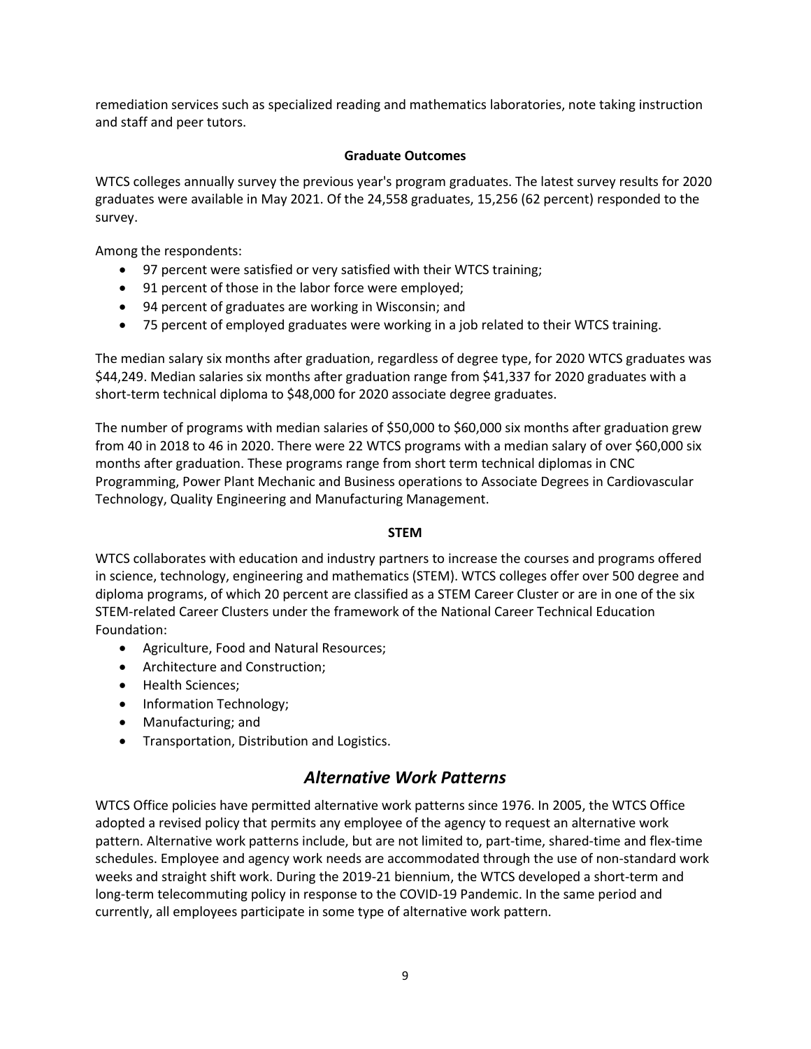remediation services such as specialized reading and mathematics laboratories, note taking instruction and staff and peer tutors.

### Graduate Outcomes

WTCS colleges annually survey the previous year's program graduates. The latest survey results for 2020 graduates were available in May 2021. Of the 24,558 graduates, 15,256 (62 percent) responded to the survey.

Among the respondents:

- 97 percent were satisfied or very satisfied with their WTCS training;
- 91 percent of those in the labor force were employed;
- 94 percent of graduates are working in Wisconsin; and
- 75 percent of employed graduates were working in a job related to their WTCS training.

The median salary six months after graduation, regardless of degree type, for 2020 WTCS graduates was $44,249. Median salaries six months after graduation range from $41,337 for 2020 graduates with a short-term technical diploma to $48,000 for 2020 associate degree graduates.

The number of programs with median salaries of $50,000 to $60,000 six months after graduation grew from 40 in 2018 to 46 in 2020. There were 22 WTCS programs with a median salary of over $60,000 six months after graduation. These programs range from short term technical diplomas in CNC Programming, Power Plant Mechanic and Business operations to Associate Degrees in Cardiovascular Technology, Quality Engineering and Manufacturing Management.

### STEM

WTCS collaborates with education and industry partners to increase the courses and programs offered in science, technology, engineering and mathematics (STEM). WTCS colleges offer over 500 degree and diploma programs, of which 20 percent are classified as a STEM Career Cluster or are in one of the six STEM-related Career Clusters under the framework of the National Career Technical Education Foundation:

- Agriculture, Food and Natural Resources;
- Architecture and Construction;
- Health Sciences;
- Information Technology;
- Manufacturing; and
- Transportation, Distribution and Logistics.

## *Alternative Work Patterns*

WTCS Office policies have permitted alternative work patterns since 1976. In 2005, the WTCS Office adopted a revised policy that permits any employee of the agency to request an alternative work pattern. Alternative work patterns include, but are not limited to, part-time, shared-time and flex-time schedules. Employee and agency work needs are accommodated through the use of non-standard work weeks and straight shift work. During the 2019-21 biennium, the WTCS developed a short-term and long-term telecommuting policy in response to the COVID-19 Pandemic. In the same period and currently, all employees participate in some type of alternative work pattern.